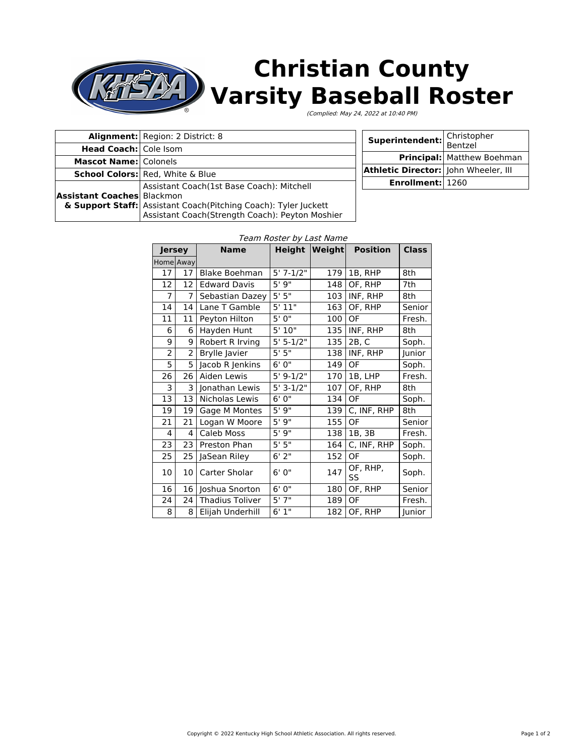# Christian County Varsity Baseball Roster

*(Complied: May 24, 2022 at 10:40 PM)*

| | |
|---|---|
| **Alignment:** | Region: 2 District: 8 |
| **Head Coach:** | Cole Isom |
| **Mascot Name:** | Colonels |
| **School Colors:** | Red, White & Blue |
| **Assistant Coaches & Support Staff:** | Assistant Coach(1st Base Coach): Mitchell Blackmon<br>Assistant Coach(Pitching Coach): Tyler Juckett<br>Assistant Coach(Strength Coach): Peyton Moshier |

| | |
|---|---|
| **Superintendent:** | Christopher Bentzel |
| **Principal:** | Matthew Boehman |
| **Athletic Director:** | John Wheeler, III |
| **Enrollment:** | 1260 |

*Team Roster by Last Name*

| Jersey | | Name | Height | Weight | Position | Class |
|---|---|---|---|---|---|---|
| Home | Away | | | | | |
| 17 | 17 | Blake Boehman | 5' 7-1/2" | 179 | 1B, RHP | 8th |
| 12 | 12 | Edward Davis | 5' 9" | 148 | OF, RHP | 7th |
| 7 | 7 | Sebastian Dazey | 5' 5" | 103 | INF, RHP | 8th |
| 14 | 14 | Lane T Gamble | 5' 11" | 163 | OF, RHP | Senior |
| 11 | 11 | Peyton Hilton | 5' 0" | 100 | OF | Fresh. |
| 6 | 6 | Hayden Hunt | 5' 10" | 135 | INF, RHP | 8th |
| 9 | 9 | Robert R Irving | 5' 5-1/2" | 135 | 2B, C | Soph. |
| 2 | 2 | Brylle Javier | 5' 5" | 138 | INF, RHP | Junior |
| 5 | 5 | Jacob R Jenkins | 6' 0" | 149 | OF | Soph. |
| 26 | 26 | Aiden Lewis | 5' 9-1/2" | 170 | 1B, LHP | Fresh. |
| 3 | 3 | Jonathan Lewis | 5' 3-1/2" | 107 | OF, RHP | 8th |
| 13 | 13 | Nicholas Lewis | 6' 0" | 134 | OF | Soph. |
| 19 | 19 | Gage M Montes | 5' 9" | 139 | C, INF, RHP | 8th |
| 21 | 21 | Logan W Moore | 5' 9" | 155 | OF | Senior |
| 4 | 4 | Caleb Moss | 5' 9" | 138 | 1B, 3B | Fresh. |
| 23 | 23 | Preston Phan | 5' 5" | 164 | C, INF, RHP | Soph. |
| 25 | 25 | JaSean Riley | 6' 2" | 152 | OF | Soph. |
| 10 | 10 | Carter Sholar | 6' 0" | 147 | OF, RHP, SS | Soph. |
| 16 | 16 | Joshua Snorton | 6' 0" | 180 | OF, RHP | Senior |
| 24 | 24 | Thadius Toliver | 5' 7" | 189 | OF | Fresh. |
| 8 | 8 | Elijah Underhill | 6' 1" | 182 | OF, RHP | Junior |

Copyright © 2022 Kentucky High School Athletic Association. All rights reserved.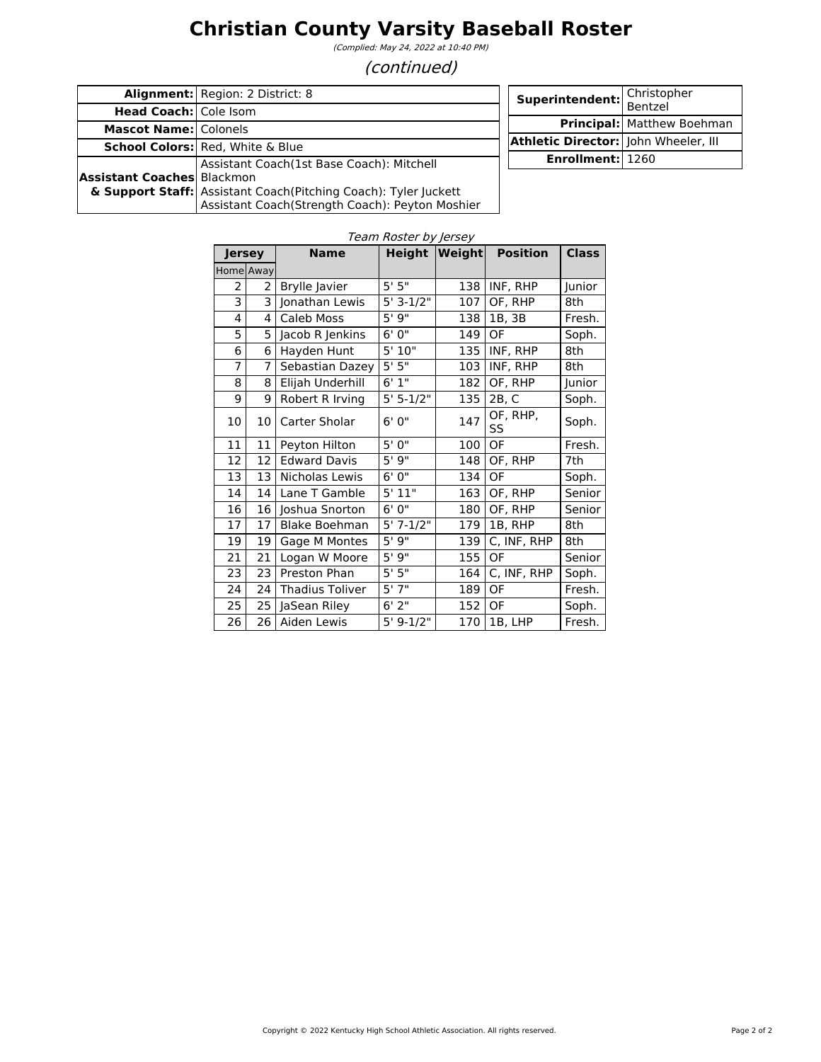# Christian County Varsity Baseball Roster

*(Complied: May 24, 2022 at 10:40 PM)*

*(continued)*

| | |
|---|---|
| **Alignment:** | Region: 2 District: 8 |
| **Head Coach:** | Cole Isom |
| **Mascot Name:** | Colonels |
| **School Colors:** | Red, White & Blue |
| **Assistant Coaches & Support Staff:** | Assistant Coach(1st Base Coach): Mitchell Blackmon<br>Assistant Coach(Pitching Coach): Tyler Juckett<br>Assistant Coach(Strength Coach): Peyton Moshier |

| | |
|---|---|
| **Superintendent:** | Christopher Bentzel |
| **Principal:** | Matthew Boehman |
| **Athletic Director:** | John Wheeler, III |
| **Enrollment:** | 1260 |

*Team Roster by Jersey*

| Jersey | | Name | Height | Weight | Position | Class |
|---|---|---|---|---|---|---|
| Home | Away | | | | | |
| 2 | 2 | Brylle Javier | 5' 5" | 138 | INF, RHP | Junior |
| 3 | 3 | Jonathan Lewis | 5' 3-1/2" | 107 | OF, RHP | 8th |
| 4 | 4 | Caleb Moss | 5' 9" | 138 | 1B, 3B | Fresh. |
| 5 | 5 | Jacob R Jenkins | 6' 0" | 149 | OF | Soph. |
| 6 | 6 | Hayden Hunt | 5' 10" | 135 | INF, RHP | 8th |
| 7 | 7 | Sebastian Dazey | 5' 5" | 103 | INF, RHP | 8th |
| 8 | 8 | Elijah Underhill | 6' 1" | 182 | OF, RHP | Junior |
| 9 | 9 | Robert R Irving | 5' 5-1/2" | 135 | 2B, C | Soph. |
| 10 | 10 | Carter Sholar | 6' 0" | 147 | OF, RHP, SS | Soph. |
| 11 | 11 | Peyton Hilton | 5' 0" | 100 | OF | Fresh. |
| 12 | 12 | Edward Davis | 5' 9" | 148 | OF, RHP | 7th |
| 13 | 13 | Nicholas Lewis | 6' 0" | 134 | OF | Soph. |
| 14 | 14 | Lane T Gamble | 5' 11" | 163 | OF, RHP | Senior |
| 16 | 16 | Joshua Snorton | 6' 0" | 180 | OF, RHP | Senior |
| 17 | 17 | Blake Boehman | 5' 7-1/2" | 179 | 1B, RHP | 8th |
| 19 | 19 | Gage M Montes | 5' 9" | 139 | C, INF, RHP | 8th |
| 21 | 21 | Logan W Moore | 5' 9" | 155 | OF | Senior |
| 23 | 23 | Preston Phan | 5' 5" | 164 | C, INF, RHP | Soph. |
| 24 | 24 | Thadius Toliver | 5' 7" | 189 | OF | Fresh. |
| 25 | 25 | JaSean Riley | 6' 2" | 152 | OF | Soph. |
| 26 | 26 | Aiden Lewis | 5' 9-1/2" | 170 | 1B, LHP | Fresh. |

Copyright © 2022 Kentucky High School Athletic Association. All rights reserved.